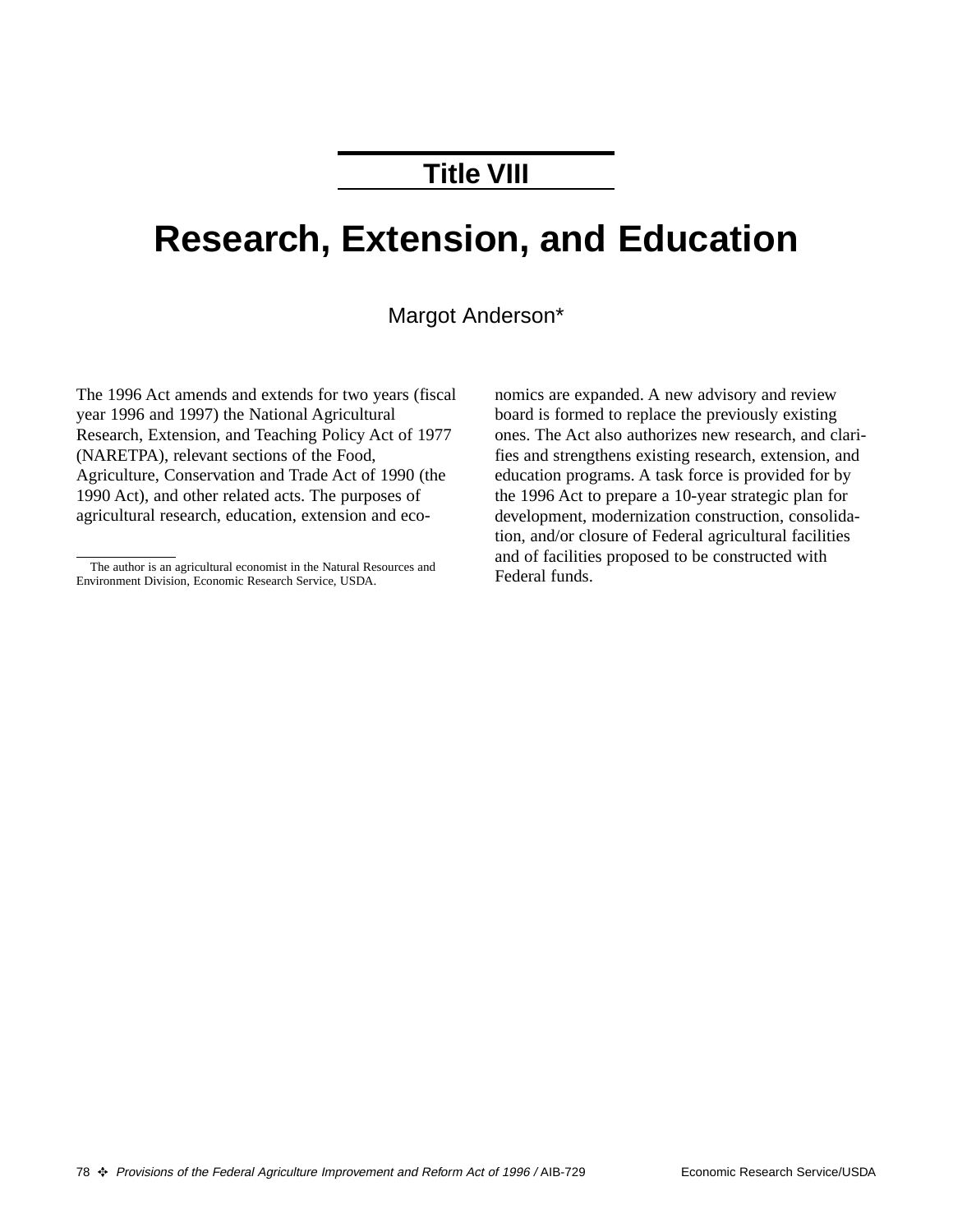## Title VIII

# Research, Extension, and Education

Margot Anderson*

The 1996 Act amends and extends for two years (fiscal year 1996 and 1997) the National Agricultural Research, Extension, and Teaching Policy Act of 1977 (NARETPA), relevant sections of the Food, Agriculture, Conservation and Trade Act of 1990 (the 1990 Act), and other related acts. The purposes of agricultural research, education, extension and economics are expanded. A new advisory and review board is formed to replace the previously existing ones. The Act also authorizes new research, and clarifies and strengthens existing research, extension, and education programs. A task force is provided for by the 1996 Act to prepare a 10-year strategic plan for development, modernization construction, consolidation, and/or closure of Federal agricultural facilities and of facilities proposed to be constructed with Federal funds.

---

The author is an agricultural economist in the Natural Resources and Environment Division, Economic Research Service, USDA.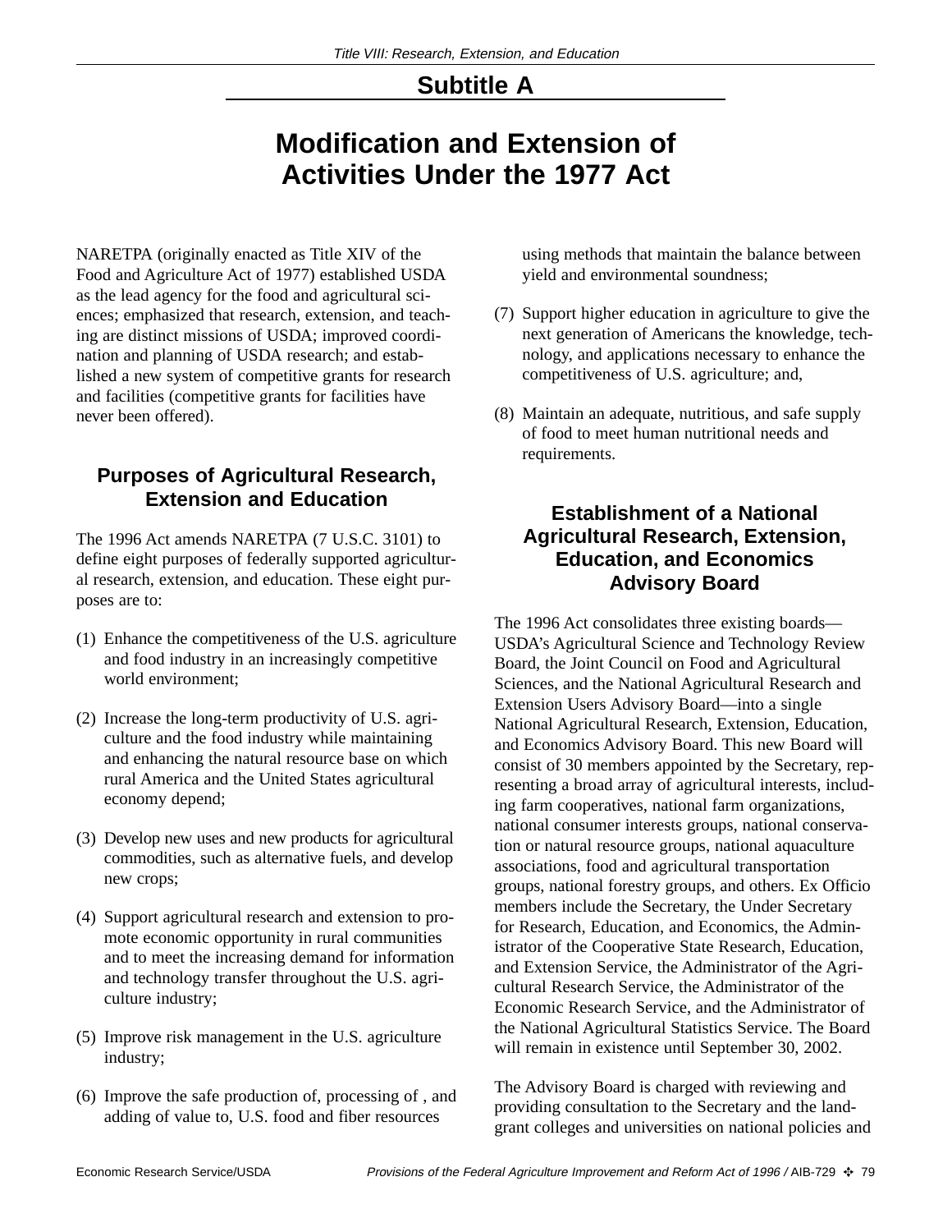# Subtitle A

# Modification and Extension of Activities Under the 1977 Act

NARETPA (originally enacted as Title XIV of the Food and Agriculture Act of 1977) established USDA as the lead agency for the food and agricultural sciences; emphasized that research, extension, and teaching are distinct missions of USDA; improved coordination and planning of USDA research; and established a new system of competitive grants for research and facilities (competitive grants for facilities have never been offered).

## Purposes of Agricultural Research, Extension and Education

The 1996 Act amends NARETPA (7 U.S.C. 3101) to define eight purposes of federally supported agricultural research, extension, and education. These eight purposes are to:

(1) Enhance the competitiveness of the U.S. agriculture and food industry in an increasingly competitive world environment;

(2) Increase the long-term productivity of U.S. agriculture and the food industry while maintaining and enhancing the natural resource base on which rural America and the United States agricultural economy depend;

(3) Develop new uses and new products for agricultural commodities, such as alternative fuels, and develop new crops;

(4) Support agricultural research and extension to promote economic opportunity in rural communities and to meet the increasing demand for information and technology transfer throughout the U.S. agriculture industry;

(5) Improve risk management in the U.S. agriculture industry;

(6) Improve the safe production of, processing of , and adding of value to, U.S. food and fiber resources using methods that maintain the balance between yield and environmental soundness;

(7) Support higher education in agriculture to give the next generation of Americans the knowledge, technology, and applications necessary to enhance the competitiveness of U.S. agriculture; and,

(8) Maintain an adequate, nutritious, and safe supply of food to meet human nutritional needs and requirements.

## Establishment of a National Agricultural Research, Extension, Education, and Economics Advisory Board

The 1996 Act consolidates three existing boards—USDA's Agricultural Science and Technology Review Board, the Joint Council on Food and Agricultural Sciences, and the National Agricultural Research and Extension Users Advisory Board—into a single National Agricultural Research, Extension, Education, and Economics Advisory Board. This new Board will consist of 30 members appointed by the Secretary, representing a broad array of agricultural interests, including farm cooperatives, national farm organizations, national consumer interests groups, national conservation or natural resource groups, national aquaculture associations, food and agricultural transportation groups, national forestry groups, and others. Ex Officio members include the Secretary, the Under Secretary for Research, Education, and Economics, the Administrator of the Cooperative State Research, Education, and Extension Service, the Administrator of the Agricultural Research Service, the Administrator of the Economic Research Service, and the Administrator of the National Agricultural Statistics Service. The Board will remain in existence until September 30, 2002.

The Advisory Board is charged with reviewing and providing consultation to the Secretary and the land-grant colleges and universities on national policies and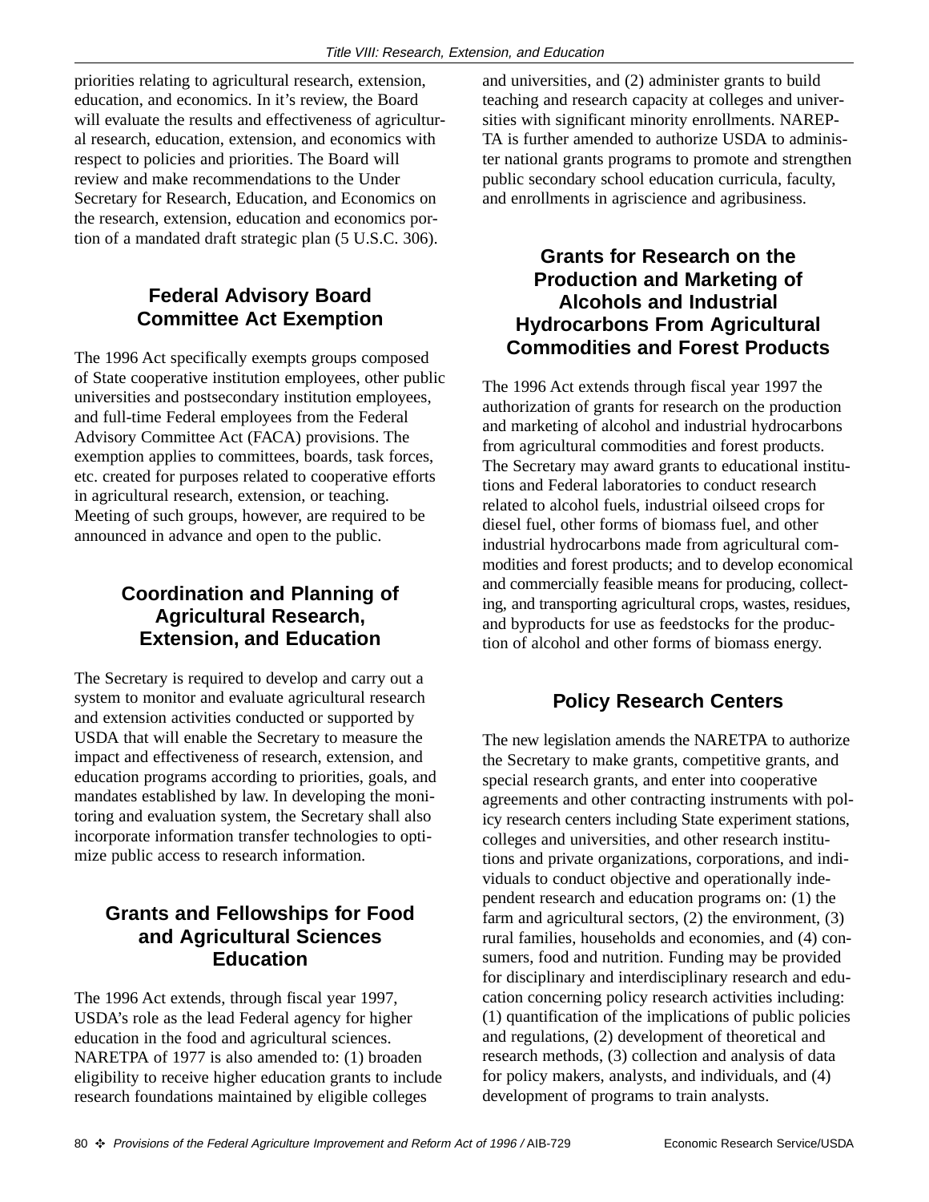priorities relating to agricultural research, extension, education, and economics. In it's review, the Board will evaluate the results and effectiveness of agricultural research, education, extension, and economics with respect to policies and priorities. The Board will review and make recommendations to the Under Secretary for Research, Education, and Economics on the research, extension, education and economics portion of a mandated draft strategic plan (5 U.S.C. 306).

## Federal Advisory Board Committee Act Exemption

The 1996 Act specifically exempts groups composed of State cooperative institution employees, other public universities and postsecondary institution employees, and full-time Federal employees from the Federal Advisory Committee Act (FACA) provisions. The exemption applies to committees, boards, task forces, etc. created for purposes related to cooperative efforts in agricultural research, extension, or teaching. Meeting of such groups, however, are required to be announced in advance and open to the public.

## Coordination and Planning of Agricultural Research, Extension, and Education

The Secretary is required to develop and carry out a system to monitor and evaluate agricultural research and extension activities conducted or supported by USDA that will enable the Secretary to measure the impact and effectiveness of research, extension, and education programs according to priorities, goals, and mandates established by law. In developing the monitoring and evaluation system, the Secretary shall also incorporate information transfer technologies to optimize public access to research information.

## Grants and Fellowships for Food and Agricultural Sciences Education

The 1996 Act extends, through fiscal year 1997, USDA's role as the lead Federal agency for higher education in the food and agricultural sciences. NARETPA of 1977 is also amended to: (1) broaden eligibility to receive higher education grants to include research foundations maintained by eligible colleges and universities, and (2) administer grants to build teaching and research capacity at colleges and universities with significant minority enrollments. NAREPTA is further amended to authorize USDA to administer national grants programs to promote and strengthen public secondary school education curricula, faculty, and enrollments in agriscience and agribusiness.

## Grants for Research on the Production and Marketing of Alcohols and Industrial Hydrocarbons From Agricultural Commodities and Forest Products

The 1996 Act extends through fiscal year 1997 the authorization of grants for research on the production and marketing of alcohol and industrial hydrocarbons from agricultural commodities and forest products. The Secretary may award grants to educational institutions and Federal laboratories to conduct research related to alcohol fuels, industrial oilseed crops for diesel fuel, other forms of biomass fuel, and other industrial hydrocarbons made from agricultural commodities and forest products; and to develop economical and commercially feasible means for producing, collecting, and transporting agricultural crops, wastes, residues, and byproducts for use as feedstocks for the production of alcohol and other forms of biomass energy.

## Policy Research Centers

The new legislation amends the NARETPA to authorize the Secretary to make grants, competitive grants, and special research grants, and enter into cooperative agreements and other contracting instruments with policy research centers including State experiment stations, colleges and universities, and other research institutions and private organizations, corporations, and individuals to conduct objective and operationally independent research and education programs on: (1) the farm and agricultural sectors, (2) the environment, (3) rural families, households and economies, and (4) consumers, food and nutrition. Funding may be provided for disciplinary and interdisciplinary research and education concerning policy research activities including: (1) quantification of the implications of public policies and regulations, (2) development of theoretical and research methods, (3) collection and analysis of data for policy makers, analysts, and individuals, and (4) development of programs to train analysts.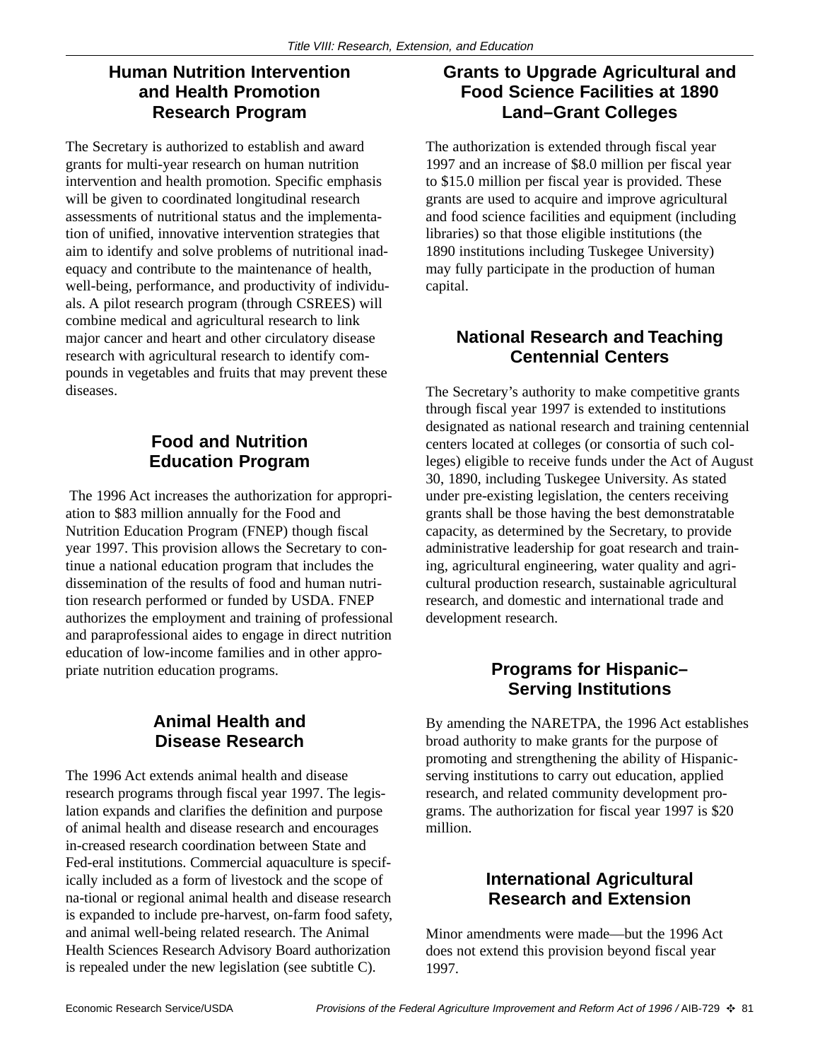## Human Nutrition Intervention and Health Promotion Research Program

The Secretary is authorized to establish and award grants for multi-year research on human nutrition intervention and health promotion. Specific emphasis will be given to coordinated longitudinal research assessments of nutritional status and the implementation of unified, innovative intervention strategies that aim to identify and solve problems of nutritional inadequacy and contribute to the maintenance of health, well-being, performance, and productivity of individuals. A pilot research program (through CSREES) will combine medical and agricultural research to link major cancer and heart and other circulatory disease research with agricultural research to identify compounds in vegetables and fruits that may prevent these diseases.

## Food and Nutrition Education Program

The 1996 Act increases the authorization for appropriation to $83 million annually for the Food and Nutrition Education Program (FNEP) though fiscal year 1997. This provision allows the Secretary to continue a national education program that includes the dissemination of the results of food and human nutrition research performed or funded by USDA. FNEP authorizes the employment and training of professional and paraprofessional aides to engage in direct nutrition education of low-income families and in other appropriate nutrition education programs.

## Animal Health and Disease Research

The 1996 Act extends animal health and disease research programs through fiscal year 1997. The legislation expands and clarifies the definition and purpose of animal health and disease research and encourages in-creased research coordination between State and Fed-eral institutions. Commercial aquaculture is specifically included as a form of livestock and the scope of na-tional or regional animal health and disease research is expanded to include pre-harvest, on-farm food safety, and animal well-being related research. The Animal Health Sciences Research Advisory Board authorization is repealed under the new legislation (see subtitle C).

## Grants to Upgrade Agricultural and Food Science Facilities at 1890 Land–Grant Colleges

The authorization is extended through fiscal year 1997 and an increase of $8.0 million per fiscal year to $15.0 million per fiscal year is provided. These grants are used to acquire and improve agricultural and food science facilities and equipment (including libraries) so that those eligible institutions (the 1890 institutions including Tuskegee University) may fully participate in the production of human capital.

## National Research and Teaching Centennial Centers

The Secretary's authority to make competitive grants through fiscal year 1997 is extended to institutions designated as national research and training centennial centers located at colleges (or consortia of such colleges) eligible to receive funds under the Act of August 30, 1890, including Tuskegee University. As stated under pre-existing legislation, the centers receiving grants shall be those having the best demonstratable capacity, as determined by the Secretary, to provide administrative leadership for goat research and training, agricultural engineering, water quality and agricultural production research, sustainable agricultural research, and domestic and international trade and development research.

## Programs for Hispanic–Serving Institutions

By amending the NARETPA, the 1996 Act establishes broad authority to make grants for the purpose of promoting and strengthening the ability of Hispanic-serving institutions to carry out education, applied research, and related community development programs. The authorization for fiscal year 1997 is $20 million.

## International Agricultural Research and Extension

Minor amendments were made—but the 1996 Act does not extend this provision beyond fiscal year 1997.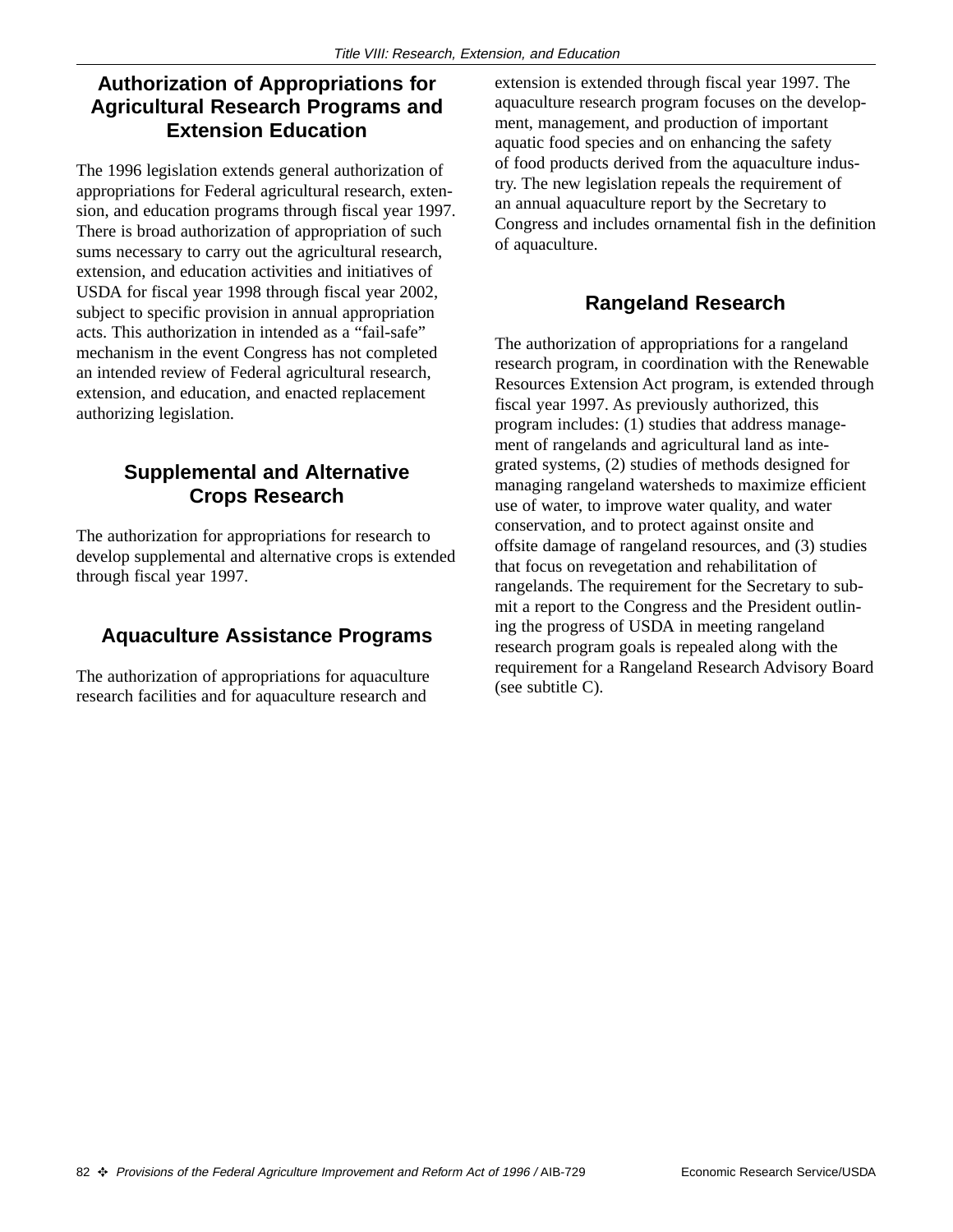## Authorization of Appropriations for Agricultural Research Programs and Extension Education

The 1996 legislation extends general authorization of appropriations for Federal agricultural research, extension, and education programs through fiscal year 1997. There is broad authorization of appropriation of such sums necessary to carry out the agricultural research, extension, and education activities and initiatives of USDA for fiscal year 1998 through fiscal year 2002, subject to specific provision in annual appropriation acts. This authorization in intended as a "fail-safe" mechanism in the event Congress has not completed an intended review of Federal agricultural research, extension, and education, and enacted replacement authorizing legislation.

## Supplemental and Alternative Crops Research

The authorization for appropriations for research to develop supplemental and alternative crops is extended through fiscal year 1997.

## Aquaculture Assistance Programs

The authorization of appropriations for aquaculture research facilities and for aquaculture research and extension is extended through fiscal year 1997. The aquaculture research program focuses on the development, management, and production of important aquatic food species and on enhancing the safety of food products derived from the aquaculture industry. The new legislation repeals the requirement of an annual aquaculture report by the Secretary to Congress and includes ornamental fish in the definition of aquaculture.

## Rangeland Research

The authorization of appropriations for a rangeland research program, in coordination with the Renewable Resources Extension Act program, is extended through fiscal year 1997. As previously authorized, this program includes: (1) studies that address management of rangelands and agricultural land as integrated systems, (2) studies of methods designed for managing rangeland watersheds to maximize efficient use of water, to improve water quality, and water conservation, and to protect against onsite and offsite damage of rangeland resources, and (3) studies that focus on revegetation and rehabilitation of rangelands. The requirement for the Secretary to submit a report to the Congress and the President outlining the progress of USDA in meeting rangeland research program goals is repealed along with the requirement for a Rangeland Research Advisory Board (see subtitle C).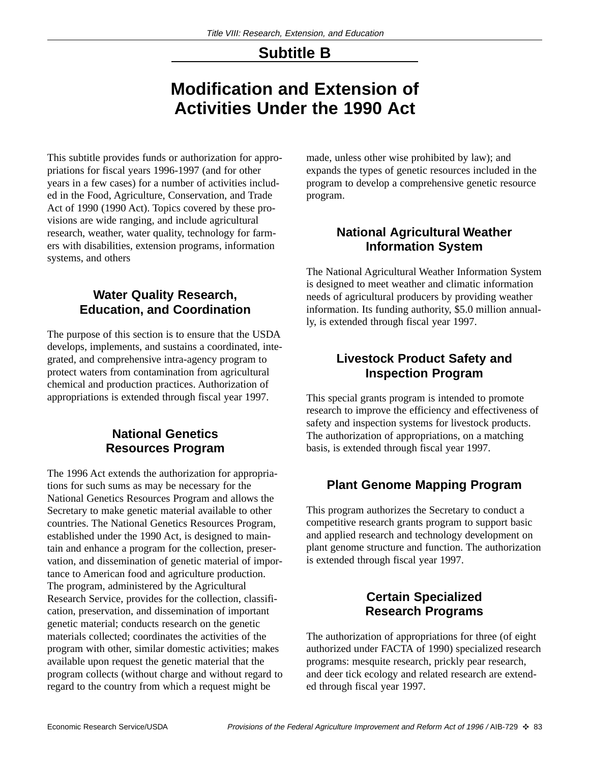## Subtitle B

# Modification and Extension of Activities Under the 1990 Act

This subtitle provides funds or authorization for appropriations for fiscal years 1996-1997 (and for other years in a few cases) for a number of activities included in the Food, Agriculture, Conservation, and Trade Act of 1990 (1990 Act). Topics covered by these provisions are wide ranging, and include agricultural research, weather, water quality, technology for farmers with disabilities, extension programs, information systems, and others

### Water Quality Research, Education, and Coordination

The purpose of this section is to ensure that the USDA develops, implements, and sustains a coordinated, integrated, and comprehensive intra-agency program to protect waters from contamination from agricultural chemical and production practices. Authorization of appropriations is extended through fiscal year 1997.

### National Genetics Resources Program

The 1996 Act extends the authorization for appropriations for such sums as may be necessary for the National Genetics Resources Program and allows the Secretary to make genetic material available to other countries. The National Genetics Resources Program, established under the 1990 Act, is designed to maintain and enhance a program for the collection, preservation, and dissemination of genetic material of importance to American food and agriculture production. The program, administered by the Agricultural Research Service, provides for the collection, classification, preservation, and dissemination of important genetic material; conducts research on the genetic materials collected; coordinates the activities of the program with other, similar domestic activities; makes available upon request the genetic material that the program collects (without charge and without regard to regard to the country from which a request might be made, unless other wise prohibited by law); and expands the types of genetic resources included in the program to develop a comprehensive genetic resource program.

### National Agricultural Weather Information System

The National Agricultural Weather Information System is designed to meet weather and climatic information needs of agricultural producers by providing weather information. Its funding authority, $5.0 million annually, is extended through fiscal year 1997.

### Livestock Product Safety and Inspection Program

This special grants program is intended to promote research to improve the efficiency and effectiveness of safety and inspection systems for livestock products. The authorization of appropriations, on a matching basis, is extended through fiscal year 1997.

### Plant Genome Mapping Program

This program authorizes the Secretary to conduct a competitive research grants program to support basic and applied research and technology development on plant genome structure and function. The authorization is extended through fiscal year 1997.

### Certain Specialized Research Programs

The authorization of appropriations for three (of eight authorized under FACTA of 1990) specialized research programs: mesquite research, prickly pear research, and deer tick ecology and related research are extended through fiscal year 1997.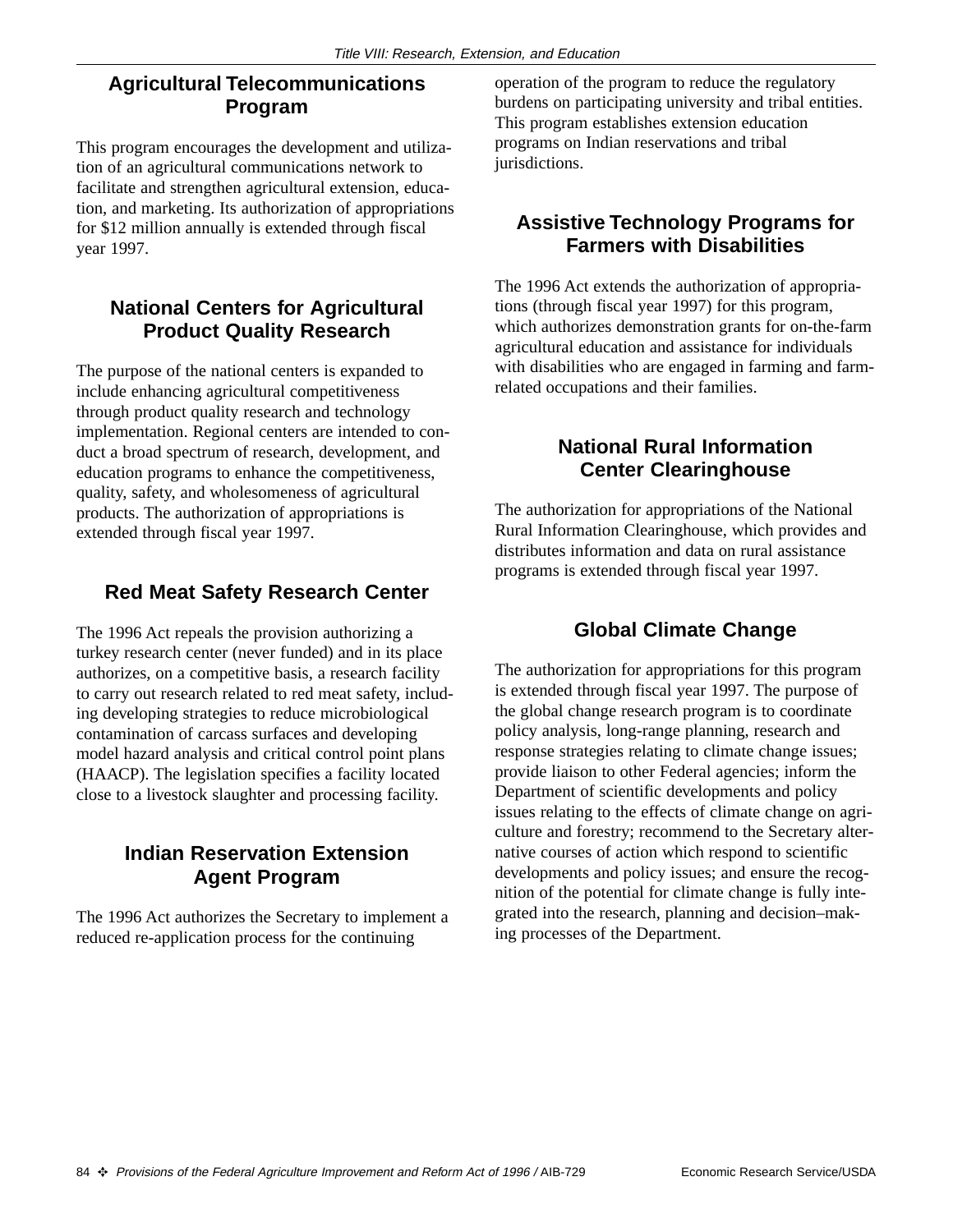## Agricultural Telecommunications Program

This program encourages the development and utilization of an agricultural communications network to facilitate and strengthen agricultural extension, education, and marketing. Its authorization of appropriations for $12 million annually is extended through fiscal year 1997.

## National Centers for Agricultural Product Quality Research

The purpose of the national centers is expanded to include enhancing agricultural competitiveness through product quality research and technology implementation. Regional centers are intended to conduct a broad spectrum of research, development, and education programs to enhance the competitiveness, quality, safety, and wholesomeness of agricultural products. The authorization of appropriations is extended through fiscal year 1997.

## Red Meat Safety Research Center

The 1996 Act repeals the provision authorizing a turkey research center (never funded) and in its place authorizes, on a competitive basis, a research facility to carry out research related to red meat safety, including developing strategies to reduce microbiological contamination of carcass surfaces and developing model hazard analysis and critical control point plans (HAACP). The legislation specifies a facility located close to a livestock slaughter and processing facility.

## Indian Reservation Extension Agent Program

The 1996 Act authorizes the Secretary to implement a reduced re-application process for the continuing operation of the program to reduce the regulatory burdens on participating university and tribal entities. This program establishes extension education programs on Indian reservations and tribal jurisdictions.

## Assistive Technology Programs for Farmers with Disabilities

The 1996 Act extends the authorization of appropriations (through fiscal year 1997) for this program, which authorizes demonstration grants for on-the-farm agricultural education and assistance for individuals with disabilities who are engaged in farming and farm-related occupations and their families.

## National Rural Information Center Clearinghouse

The authorization for appropriations of the National Rural Information Clearinghouse, which provides and distributes information and data on rural assistance programs is extended through fiscal year 1997.

## Global Climate Change

The authorization for appropriations for this program is extended through fiscal year 1997. The purpose of the global change research program is to coordinate policy analysis, long-range planning, research and response strategies relating to climate change issues; provide liaison to other Federal agencies; inform the Department of scientific developments and policy issues relating to the effects of climate change on agriculture and forestry; recommend to the Secretary alternative courses of action which respond to scientific developments and policy issues; and ensure the recognition of the potential for climate change is fully integrated into the research, planning and decision–making processes of the Department.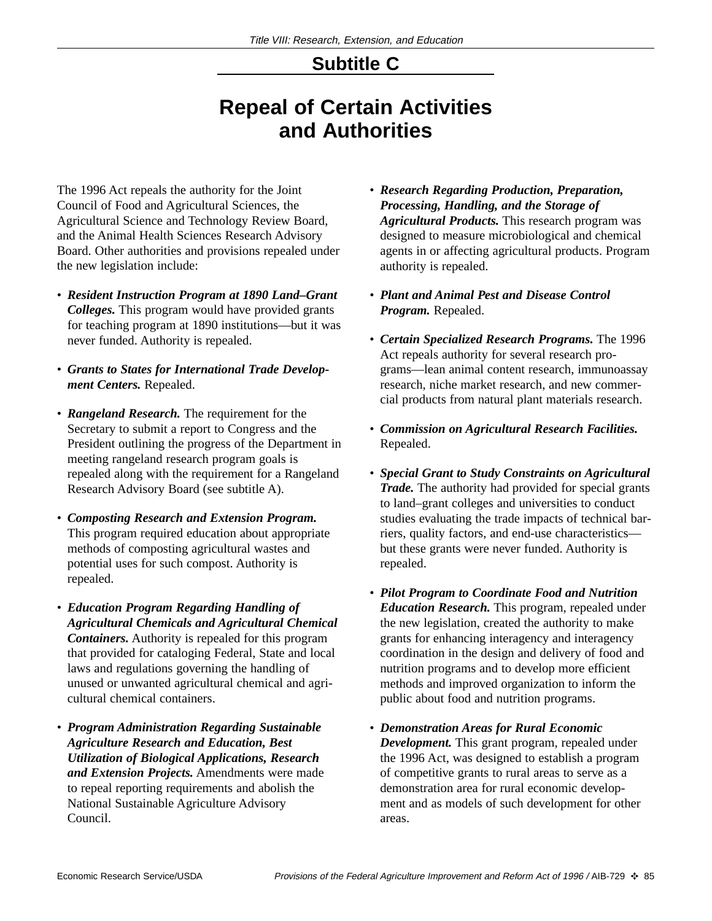## Subtitle C

# Repeal of Certain Activities and Authorities

The 1996 Act repeals the authority for the Joint Council of Food and Agricultural Sciences, the Agricultural Science and Technology Review Board, and the Animal Health Sciences Research Advisory Board. Other authorities and provisions repealed under the new legislation include:

- ***Resident Instruction Program at 1890 Land–Grant Colleges.*** This program would have provided grants for teaching program at 1890 institutions—but it was never funded. Authority is repealed.

- ***Grants to States for International Trade Development Centers.*** Repealed.

- ***Rangeland Research.*** The requirement for the Secretary to submit a report to Congress and the President outlining the progress of the Department in meeting rangeland research program goals is repealed along with the requirement for a Rangeland Research Advisory Board (see subtitle A).

- ***Composting Research and Extension Program.*** This program required education about appropriate methods of composting agricultural wastes and potential uses for such compost. Authority is repealed.

- ***Education Program Regarding Handling of Agricultural Chemicals and Agricultural Chemical Containers.*** Authority is repealed for this program that provided for cataloging Federal, State and local laws and regulations governing the handling of unused or unwanted agricultural chemical and agricultural chemical containers.

- ***Program Administration Regarding Sustainable Agriculture Research and Education, Best Utilization of Biological Applications, Research and Extension Projects.*** Amendments were made to repeal reporting requirements and abolish the National Sustainable Agriculture Advisory Council.

- ***Research Regarding Production, Preparation, Processing, Handling, and the Storage of Agricultural Products.*** This research program was designed to measure microbiological and chemical agents in or affecting agricultural products. Program authority is repealed.

- ***Plant and Animal Pest and Disease Control Program.*** Repealed.

- ***Certain Specialized Research Programs.*** The 1996 Act repeals authority for several research programs—lean animal content research, immunoassay research, niche market research, and new commercial products from natural plant materials research.

- ***Commission on Agricultural Research Facilities.*** Repealed.

- ***Special Grant to Study Constraints on Agricultural Trade.*** The authority had provided for special grants to land–grant colleges and universities to conduct studies evaluating the trade impacts of technical barriers, quality factors, and end-use characteristics—but these grants were never funded. Authority is repealed.

- ***Pilot Program to Coordinate Food and Nutrition Education Research.*** This program, repealed under the new legislation, created the authority to make grants for enhancing interagency and interagency coordination in the design and delivery of food and nutrition programs and to develop more efficient methods and improved organization to inform the public about food and nutrition programs.

- ***Demonstration Areas for Rural Economic Development.*** This grant program, repealed under the 1996 Act, was designed to establish a program of competitive grants to rural areas to serve as a demonstration area for rural economic development and as models of such development for other areas.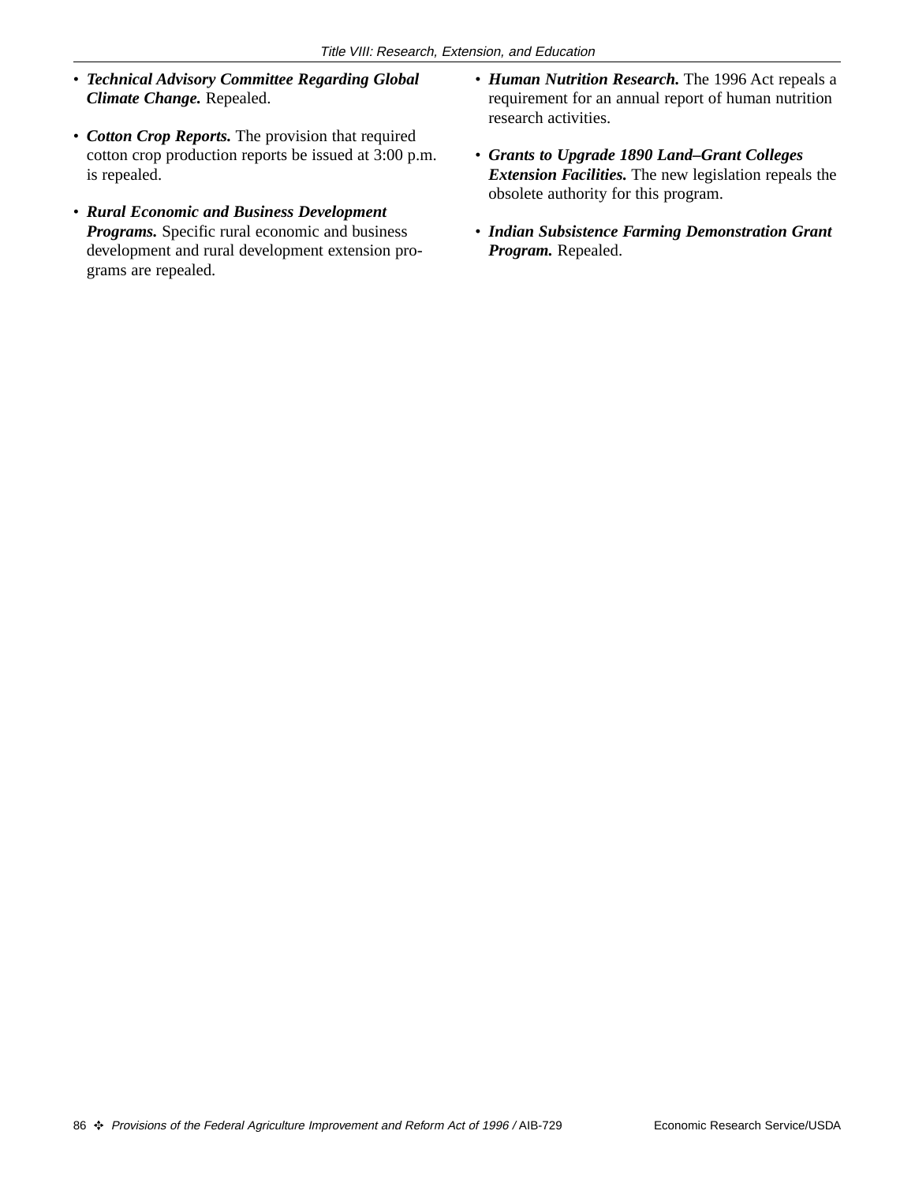- ***Technical Advisory Committee Regarding Global Climate Change.*** Repealed.

- ***Cotton Crop Reports.*** The provision that required cotton crop production reports be issued at 3:00 p.m. is repealed.

- ***Rural Economic and Business Development Programs.*** Specific rural economic and business development and rural development extension programs are repealed.

- ***Human Nutrition Research.*** The 1996 Act repeals a requirement for an annual report of human nutrition research activities.

- ***Grants to Upgrade 1890 Land–Grant Colleges Extension Facilities.*** The new legislation repeals the obsolete authority for this program.

- ***Indian Subsistence Farming Demonstration Grant Program.*** Repealed.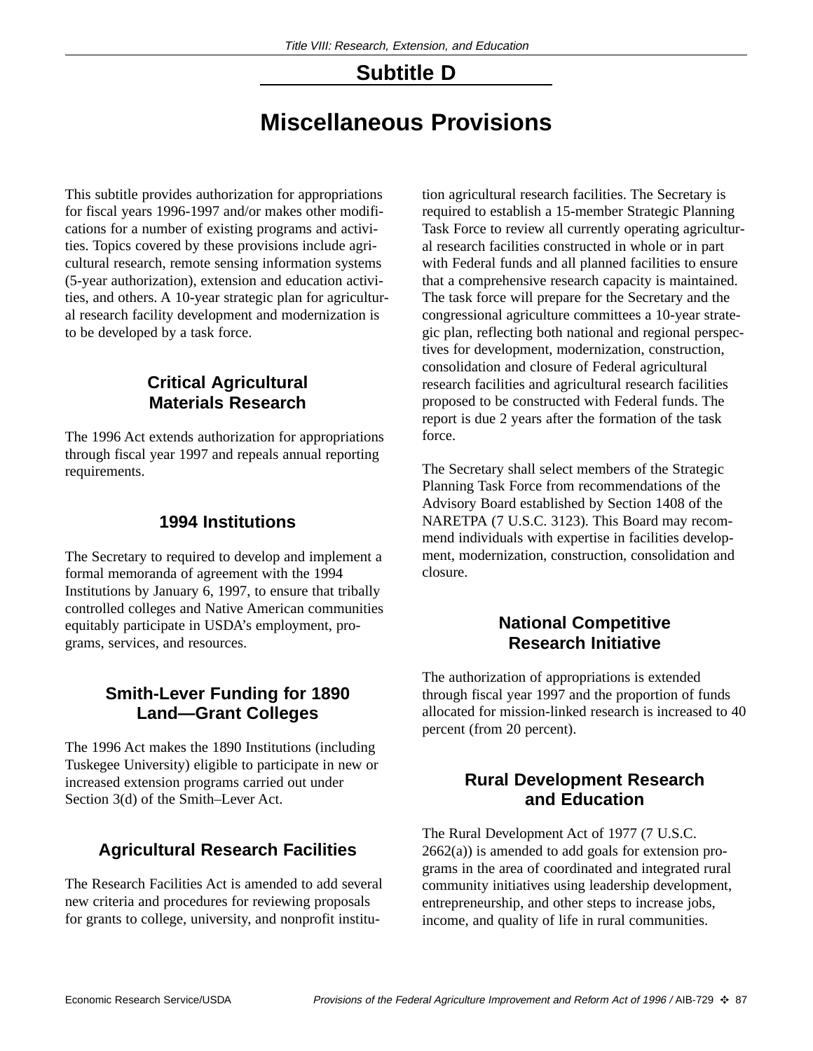## Subtitle D

# Miscellaneous Provisions

This subtitle provides authorization for appropriations for fiscal years 1996-1997 and/or makes other modifications for a number of existing programs and activities. Topics covered by these provisions include agricultural research, remote sensing information systems (5-year authorization), extension and education activities, and others. A 10-year strategic plan for agricultural research facility development and modernization is to be developed by a task force.

### Critical Agricultural Materials Research

The 1996 Act extends authorization for appropriations through fiscal year 1997 and repeals annual reporting requirements.

### 1994 Institutions

The Secretary to required to develop and implement a formal memoranda of agreement with the 1994 Institutions by January 6, 1997, to ensure that tribally controlled colleges and Native American communities equitably participate in USDA's employment, programs, services, and resources.

### Smith-Lever Funding for 1890 Land—Grant Colleges

The 1996 Act makes the 1890 Institutions (including Tuskegee University) eligible to participate in new or increased extension programs carried out under Section 3(d) of the Smith–Lever Act.

### Agricultural Research Facilities

The Research Facilities Act is amended to add several new criteria and procedures for reviewing proposals for grants to college, university, and nonprofit institution agricultural research facilities. The Secretary is required to establish a 15-member Strategic Planning Task Force to review all currently operating agricultural research facilities constructed in whole or in part with Federal funds and all planned facilities to ensure that a comprehensive research capacity is maintained. The task force will prepare for the Secretary and the congressional agriculture committees a 10-year strategic plan, reflecting both national and regional perspectives for development, modernization, construction, consolidation and closure of Federal agricultural research facilities and agricultural research facilities proposed to be constructed with Federal funds. The report is due 2 years after the formation of the task force.

The Secretary shall select members of the Strategic Planning Task Force from recommendations of the Advisory Board established by Section 1408 of the NARETPA (7 U.S.C. 3123). This Board may recommend individuals with expertise in facilities development, modernization, construction, consolidation and closure.

### National Competitive Research Initiative

The authorization of appropriations is extended through fiscal year 1997 and the proportion of funds allocated for mission-linked research is increased to 40 percent (from 20 percent).

### Rural Development Research and Education

The Rural Development Act of 1977 (7 U.S.C. 2662(a)) is amended to add goals for extension programs in the area of coordinated and integrated rural community initiatives using leadership development, entrepreneurship, and other steps to increase jobs, income, and quality of life in rural communities.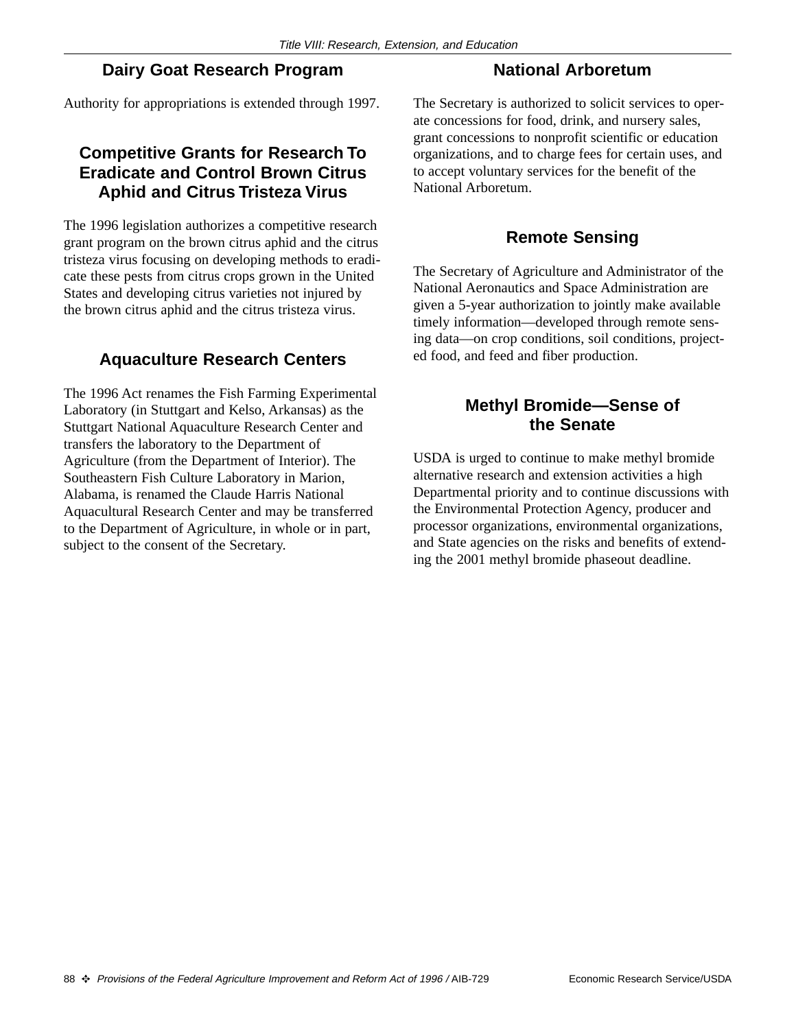## Dairy Goat Research Program

Authority for appropriations is extended through 1997.

## Competitive Grants for Research To Eradicate and Control Brown Citrus Aphid and Citrus Tristeza Virus

The 1996 legislation authorizes a competitive research grant program on the brown citrus aphid and the citrus tristeza virus focusing on developing methods to eradicate these pests from citrus crops grown in the United States and developing citrus varieties not injured by the brown citrus aphid and the citrus tristeza virus.

## Aquaculture Research Centers

The 1996 Act renames the Fish Farming Experimental Laboratory (in Stuttgart and Kelso, Arkansas) as the Stuttgart National Aquaculture Research Center and transfers the laboratory to the Department of Agriculture (from the Department of Interior). The Southeastern Fish Culture Laboratory in Marion, Alabama, is renamed the Claude Harris National Aquacultural Research Center and may be transferred to the Department of Agriculture, in whole or in part, subject to the consent of the Secretary.

## National Arboretum

The Secretary is authorized to solicit services to operate concessions for food, drink, and nursery sales, grant concessions to nonprofit scientific or education organizations, and to charge fees for certain uses, and to accept voluntary services for the benefit of the National Arboretum.

## Remote Sensing

The Secretary of Agriculture and Administrator of the National Aeronautics and Space Administration are given a 5-year authorization to jointly make available timely information—developed through remote sensing data—on crop conditions, soil conditions, projected food, and feed and fiber production.

## Methyl Bromide—Sense of the Senate

USDA is urged to continue to make methyl bromide alternative research and extension activities a high Departmental priority and to continue discussions with the Environmental Protection Agency, producer and processor organizations, environmental organizations, and State agencies on the risks and benefits of extending the 2001 methyl bromide phaseout deadline.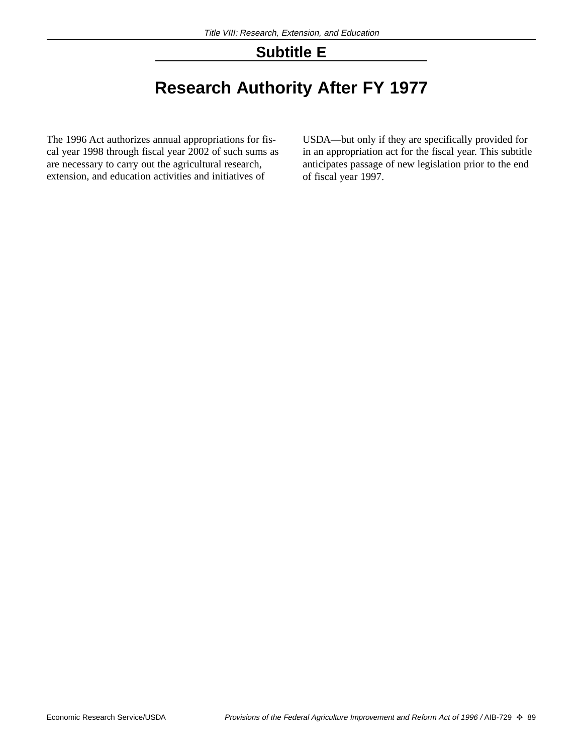## Subtitle E

# Research Authority After FY 1977

The 1996 Act authorizes annual appropriations for fiscal year 1998 through fiscal year 2002 of such sums as are necessary to carry out the agricultural research, extension, and education activities and initiatives of USDA—but only if they are specifically provided for in an appropriation act for the fiscal year. This subtitle anticipates passage of new legislation prior to the end of fiscal year 1997.